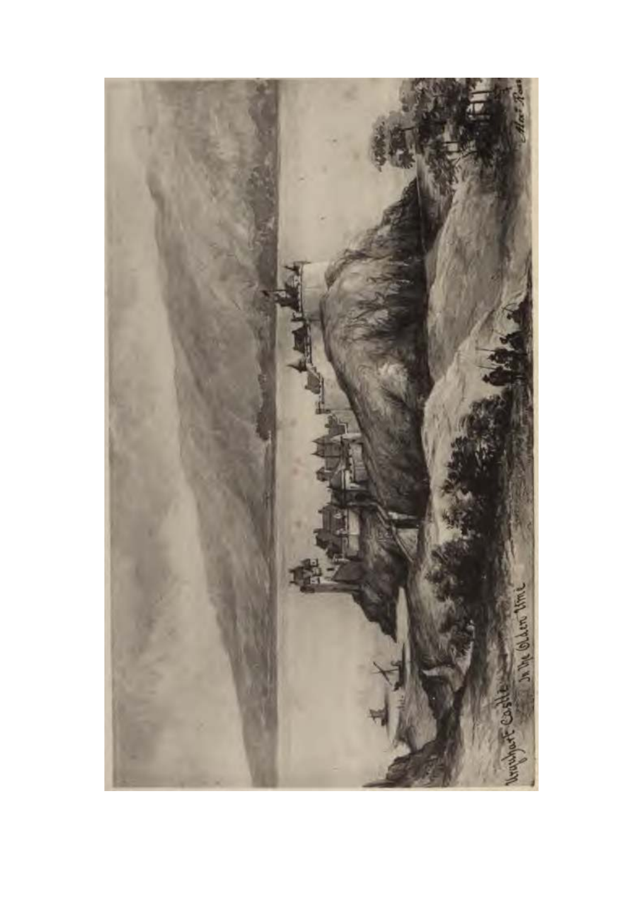Urquhart Castle In the Olden Time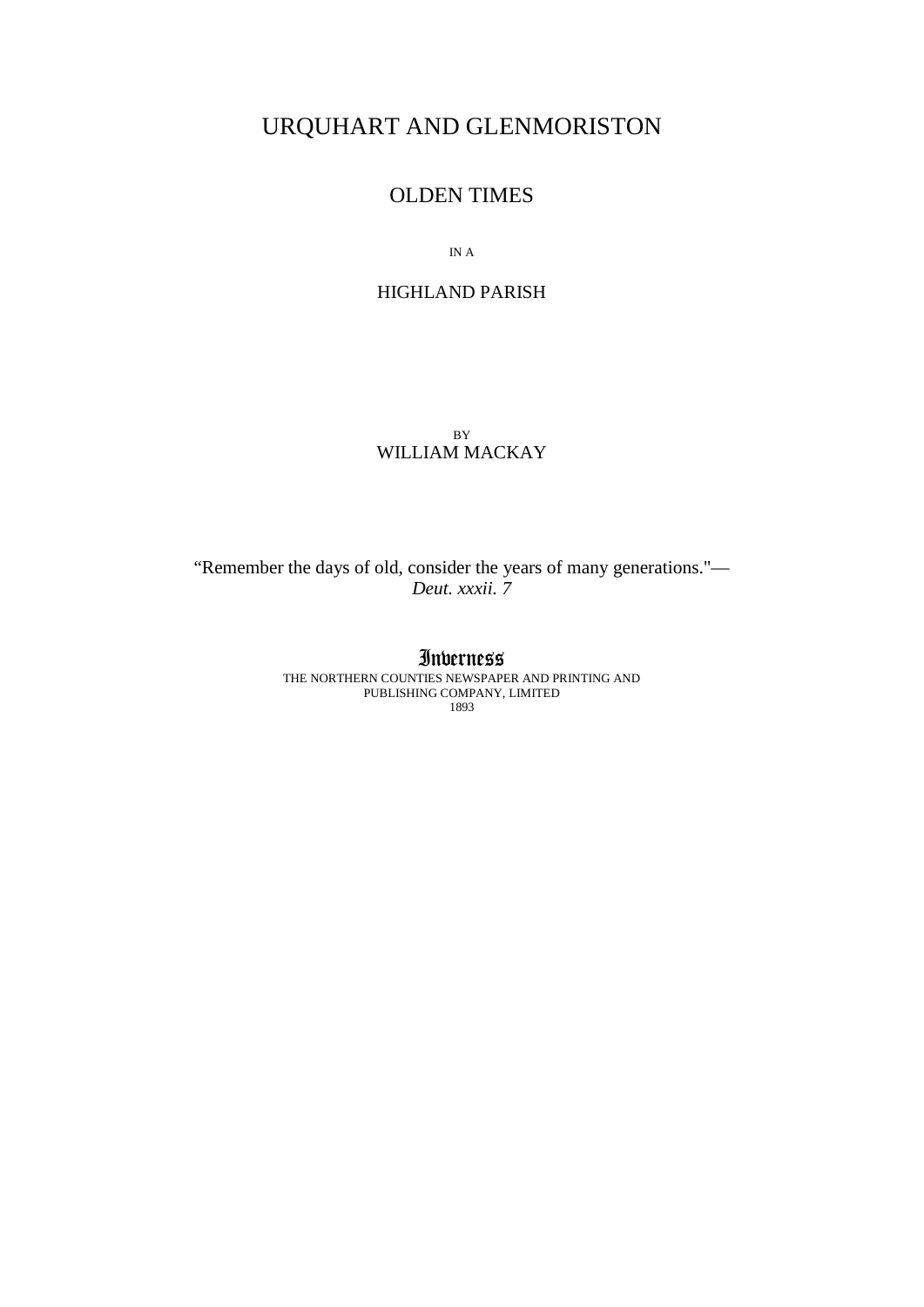# URQUHART AND GLENMORISTON

## OLDEN TIMES

IN A

## HIGHLAND PARISH

BY
WILLIAM MACKAY

"Remember the days of old, consider the years of many generations."—
*Deut. xxxii. 7*

Inverness
THE NORTHERN COUNTIES NEWSPAPER AND PRINTING AND
PUBLISHING COMPANY, LIMITED
1893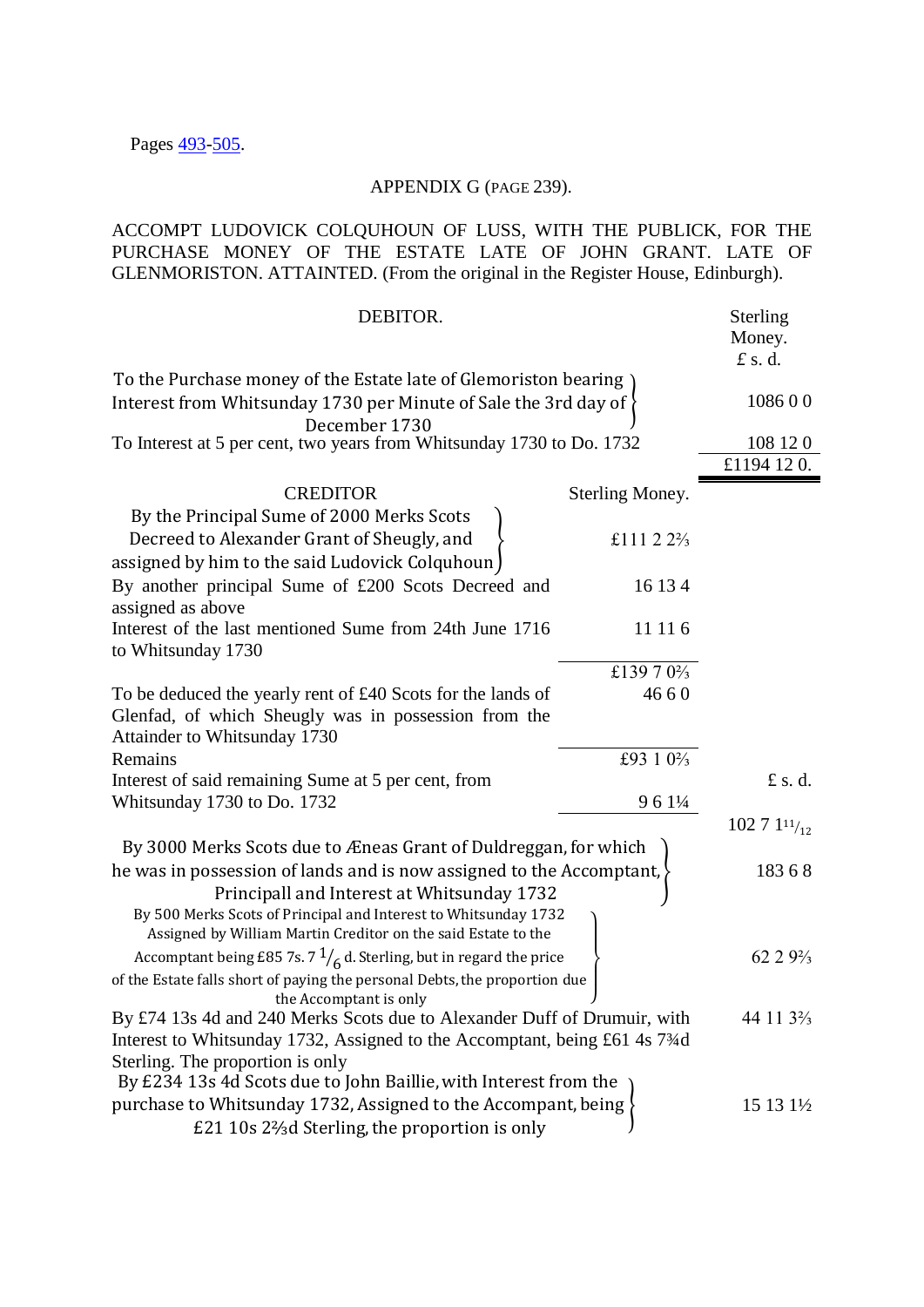Pages 493-505.

APPENDIX G (PAGE 239).

ACCOMPT LUDOVICK COLQUHOUN OF LUSS, WITH THE PUBLICK, FOR THE PURCHASE MONEY OF THE ESTATE LATE OF JOHN GRANT. LATE OF GLENMORISTON. ATTAINTED. (From the original in the Register House, Edinburgh).

| DEBITOR. | | Sterling Money. £ s. d. |
|---|---|---|
| To the Purchase money of the Estate late of Glemoriston bearing Interest from Whitsunday 1730 per Minute of Sale the 3rd day of December 1730 | | 1086 0 0 |
| To Interest at 5 per cent, two years from Whitsunday 1730 to Do. 1732 | | 108 12 0 |
| | | £1194 12 0. |

| CREDITOR | Sterling Money. | |
|---|---|---|
| By the Principal Sume of 2000 Merks Scots Decreed to Alexander Grant of Sheugly, and assigned by him to the said Ludovick Colquhoun | £111 2 2⅔ | |
| By another principal Sume of £200 Scots Decreed and assigned as above | 16 13 4 | |
| Interest of the last mentioned Sume from 24th June 1716 to Whitsunday 1730 | 11 11 6 | |
| | £139 7 0⅔ | |
| To be deduced the yearly rent of £40 Scots for the lands of Glenfad, of which Sheugly was in possession from the Attainder to Whitsunday 1730 | 46 6 0 | |
| Remains | £93 1 0⅔ | |
| Interest of said remaining Sume at 5 per cent, from Whitsunday 1730 to Do. 1732 | 9 6 1¼ | £ s. d. |
| | | 102 7 1 11/12 |
| By 3000 Merks Scots due to Æneas Grant of Duldreggan, for which he was in possession of lands and is now assigned to the Accomptant, Principall and Interest at Whitsunday 1732 | | 183 6 8 |
| By 500 Merks Scots of Principal and Interest to Whitsunday 1732 Assigned by William Martin Creditor on the said Estate to the Accomptant being £85 7s. 7 1/6 d. Sterling, but in regard the price of the Estate falls short of paying the personal Debts, the proportion due the Accomptant is only | | 62 2 9⅔ |
| By £74 13s 4d and 240 Merks Scots due to Alexander Duff of Drumuir, with Interest to Whitsunday 1732, Assigned to the Accomptant, being £61 4s 7¾d Sterling. The proportion is only | | 44 11 3⅔ |
| By £234 13s 4d Scots due to John Baillie, with Interest from the purchase to Whitsunday 1732, Assigned to the Accompant, being £21 10s 2⅔d Sterling, the proportion is only | | 15 13 1½ |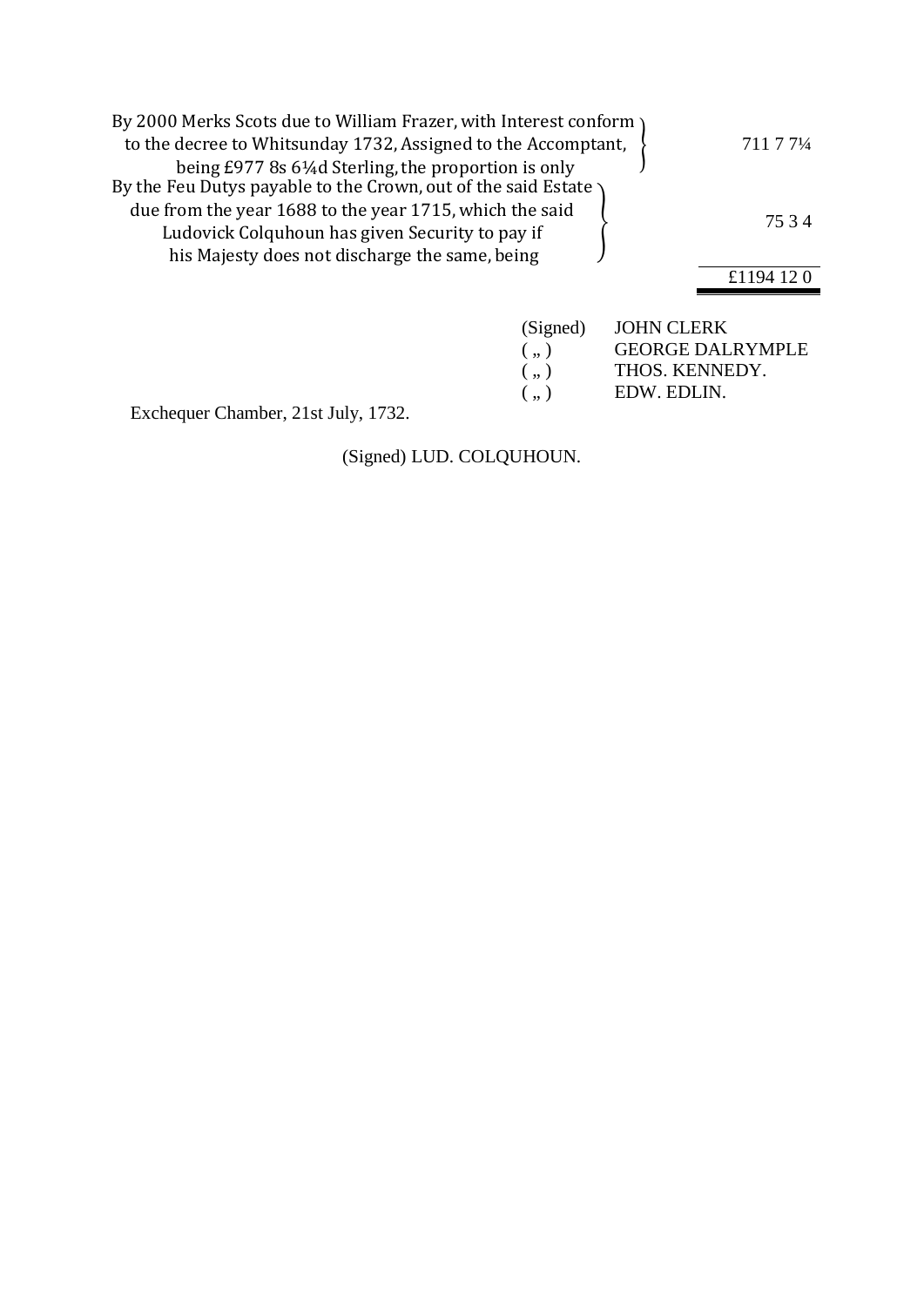| | |
|---|---|
| By 2000 Merks Scots due to William Frazer, with Interest conform to the decree to Whitsunday 1732, Assigned to the Accomptant, being £977 8s 6¼d Sterling, the proportion is only | 711 7 7¼ |
| By the Feu Dutys payable to the Crown, out of the said Estate due from the year 1688 to the year 1715, which the said Ludovick Colquhoun has given Security to pay if his Majesty does not discharge the same, being | 75 3 4 |
| | £1194 12 0 |

(Signed) JOHN CLERK
( „ ) GEORGE DALRYMPLE
( „ ) THOS. KENNEDY.
( „ ) EDW. EDLIN.

Exchequer Chamber, 21st July, 1732.

(Signed) LUD. COLQUHOUN.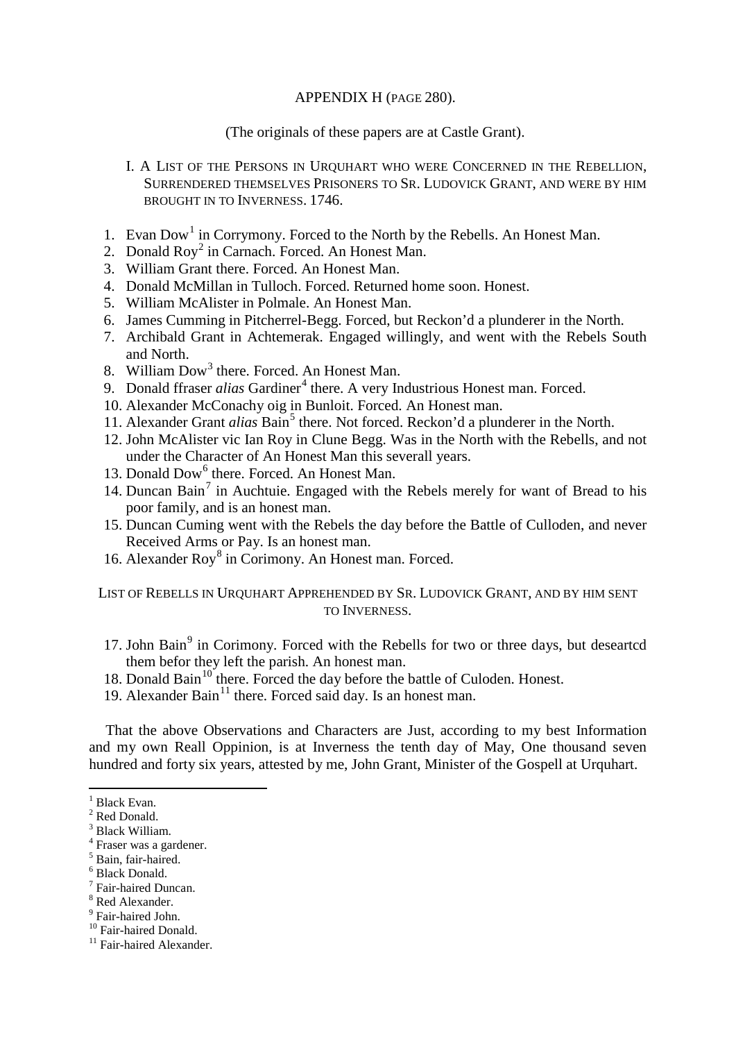## APPENDIX H (PAGE 280).

(The originals of these papers are at Castle Grant).

### I. A LIST OF THE PERSONS IN URQUHART WHO WERE CONCERNED IN THE REBELLION, SURRENDERED THEMSELVES PRISONERS TO SR. LUDOVICK GRANT, AND WERE BY HIM BROUGHT IN TO INVERNESS. 1746.

1. Evan Dow[1] in Corrymony. Forced to the North by the Rebells. An Honest Man.
2. Donald Roy[2] in Carnach. Forced. An Honest Man.
3. William Grant there. Forced. An Honest Man.
4. Donald McMillan in Tulloch. Forced. Returned home soon. Honest.
5. William McAlister in Polmale. An Honest Man.
6. James Cumming in Pitcherrel-Begg. Forced, but Reckon'd a plunderer in the North.
7. Archibald Grant in Achtemerak. Engaged willingly, and went with the Rebels South and North.
8. William Dow[3] there. Forced. An Honest Man.
9. Donald ffraser *alias* Gardiner[4] there. A very Industrious Honest man. Forced.
10. Alexander McConachy oig in Bunloit. Forced. An Honest man.
11. Alexander Grant *alias* Bain[5] there. Not forced. Reckon'd a plunderer in the North.
12. John McAlister vic Ian Roy in Clune Begg. Was in the North with the Rebells, and not under the Character of An Honest Man this severall years.
13. Donald Dow[6] there. Forced. An Honest Man.
14. Duncan Bain[7] in Auchtuie. Engaged with the Rebels merely for want of Bread to his poor family, and is an honest man.
15. Duncan Cuming went with the Rebels the day before the Battle of Culloden, and never Received Arms or Pay. Is an honest man.
16. Alexander Roy[8] in Corimony. An Honest man. Forced.

### LIST OF REBELLS IN URQUHART APPREHENDED BY SR. LUDOVICK GRANT, AND BY HIM SENT TO INVERNESS.

17. John Bain[9] in Corimony. Forced with the Rebells for two or three days, but deseartcd them befor they left the parish. An honest man.
18. Donald Bain[10] there. Forced the day before the battle of Culoden. Honest.
19. Alexander Bain[11] there. Forced said day. Is an honest man.

That the above Observations and Characters are Just, according to my best Information and my own Reall Oppinion, is at Inverness the tenth day of May, One thousand seven hundred and forty six years, attested by me, John Grant, Minister of the Gospell at Urquhart.

---

[1] Black Evan.
[2] Red Donald.
[3] Black William.
[4] Fraser was a gardener.
[5] Bain, fair-haired.
[6] Black Donald.
[7] Fair-haired Duncan.
[8] Red Alexander.
[9] Fair-haired John.
[10] Fair-haired Donald.
[11] Fair-haired Alexander.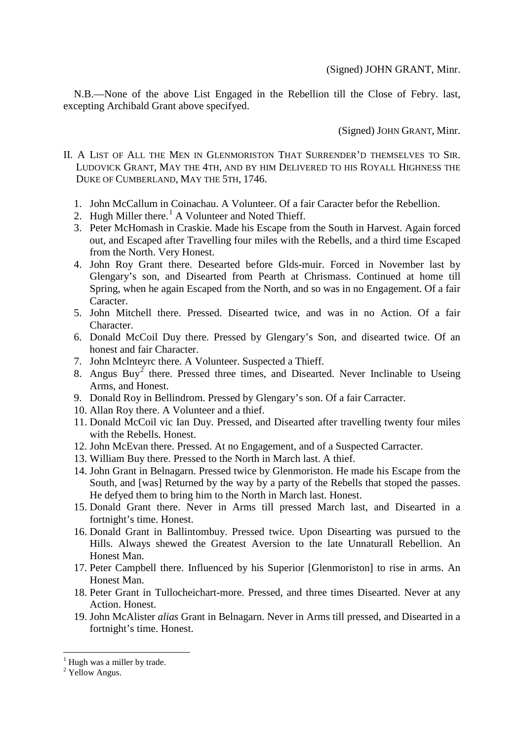(Signed) JOHN GRANT, Minr.

N.B.—None of the above List Engaged in the Rebellion till the Close of Febry. last, excepting Archibald Grant above specifyed.

(Signed) JOHN GRANT, Minr.

II. A LIST OF ALL THE MEN IN GLENMORISTON THAT SURRENDER'D THEMSELVES TO SIR. LUDOVICK GRANT, MAY THE 4TH, AND BY HIM DELIVERED TO HIS ROYALL HIGHNESS THE DUKE OF CUMBERLAND, MAY THE 5TH, 1746.

1. John McCallum in Coinachau. A Volunteer. Of a fair Caracter befor the Rebellion.
2. Hugh Miller there.[1] A Volunteer and Noted Thieff.
3. Peter McHomash in Craskie. Made his Escape from the South in Harvest. Again forced out, and Escaped after Travelling four miles with the Rebells, and a third time Escaped from the North.
4. John Roy Grant there. Desearted before Glds-muir. Forced in November last by Glengary's son, and Disearted from Pearth at Chrismass. Continued at home till Spring, when he again Escaped from the North, and so was in no Engagement. Of a fair Caracter.
5. John Mitchell there. Pressed. Disearted twice, and was in no Action. Of a fair Character.
6. Donald McCoil Duy there. Pressed by Glengary's Son, and disearted twice. Of an honest and fair Character.
7. John Mclnteyrc there. A Volunteer. Suspected a Thieff.
8. Angus Buy[2] there. Pressed three times, and Disearted. Never Inclinable to Useing Arms, and Honest.
9. Donald Roy in Bellindrom. Pressed by Glengary's son. Of a fair Carracter.
10. Allan Roy there. A Volunteer and a thief.
11. Donald McCoil vic Ian Duy. Pressed, and Disearted after travelling twenty four miles with the Rebells. Honest.
12. John McEvan there. Pressed. At no Engagement, and of a Suspected Carracter.
13. William Buy there. Pressed to the North in March last. A thief.
14. John Grant in Belnagarn. Pressed twice by Glenmoriston. He made his Escape from the South, and [was] Returned by the way by a party of the Rebells that stoped the passes. He defyed them to bring him to the North in March last. Honest.
15. Donald Grant there. Never in Arms till pressed March last, and Disearted in a fortnight's time. Honest.
16. Donald Grant in Ballintombuy. Pressed twice. Upon Disearting was pursued to the Hills. Always shewed the Greatest Aversion to the late Unnaturall Rebellion. An Honest Man.
17. Peter Campbell there. Influenced by his Superior [Glenmoriston] to rise in arms. An Honest Man.
18. Peter Grant in Tullocheichart-more. Pressed, and three times Disearted. Never at any Action. Honest.
19. John McAlister *alias* Grant in Belnagarn. Never in Arms till pressed, and Disearted in a fortnight's time. Honest.

---

[1] Hugh was a miller by trade.

[2] Yellow Angus.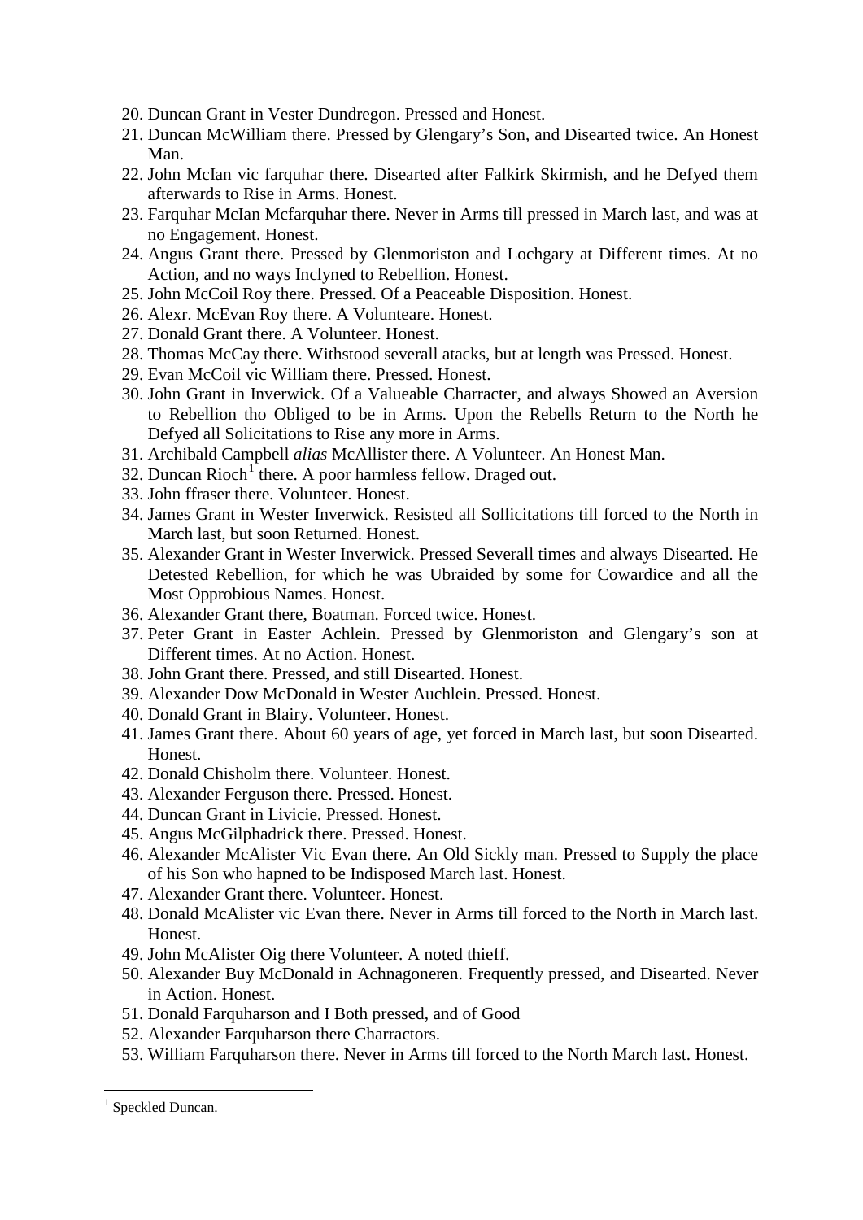20. Duncan Grant in Vester Dundregon. Pressed and Honest.
21. Duncan McWilliam there. Pressed by Glengary's Son, and Disearted twice. An Honest Man.
22. John McIan vic farquhar there. Disearted after Falkirk Skirmish, and he Defyed them afterwards to Rise in Arms. Honest.
23. Farquhar McIan Mcfarquhar there. Never in Arms till pressed in March last, and was at no Engagement. Honest.
24. Angus Grant there. Pressed by Glenmoriston and Lochgary at Different times. At no Action, and no ways Inclyned to Rebellion. Honest.
25. John McCoil Roy there. Pressed. Of a Peaceable Disposition. Honest.
26. Alexr. McEvan Roy there. A Volunteare. Honest.
27. Donald Grant there. A Volunteer. Honest.
28. Thomas McCay there. Withstood severall atacks, but at length was Pressed. Honest.
29. Evan McCoil vic William there. Pressed. Honest.
30. John Grant in Inverwick. Of a Valueable Charracter, and always Showed an Aversion to Rebellion tho Obliged to be in Arms. Upon the Rebells Return to the North he Defyed all Solicitations to Rise any more in Arms.
31. Archibald Campbell *alias* McAllister there. A Volunteer. An Honest Man.
32. Duncan Rioch[1] there. A poor harmless fellow. Draged out.
33. John ffraser there. Volunteer. Honest.
34. James Grant in Wester Inverwick. Resisted all Sollicitations till forced to the North in March last, but soon Returned. Honest.
35. Alexander Grant in Wester Inverwick. Pressed Severall times and always Disearted. He Detested Rebellion, for which he was Ubraided by some for Cowardice and all the Most Opprobious Names. Honest.
36. Alexander Grant there, Boatman. Forced twice. Honest.
37. Peter Grant in Easter Achlein. Pressed by Glenmoriston and Glengary's son at Different times. At no Action. Honest.
38. John Grant there. Pressed, and still Disearted. Honest.
39. Alexander Dow McDonald in Wester Auchlein. Pressed. Honest.
40. Donald Grant in Blairy. Volunteer. Honest.
41. James Grant there. About 60 years of age, yet forced in March last, but soon Disearted. Honest.
42. Donald Chisholm there. Volunteer. Honest.
43. Alexander Ferguson there. Pressed. Honest.
44. Duncan Grant in Livicie. Pressed. Honest.
45. Angus McGilphadrick there. Pressed. Honest.
46. Alexander McAlister Vic Evan there. An Old Sickly man. Pressed to Supply the place of his Son who hapned to be Indisposed March last. Honest.
47. Alexander Grant there. Volunteer. Honest.
48. Donald McAlister vic Evan there. Never in Arms till forced to the North in March last. Honest.
49. John McAlister Oig there Volunteer. A noted thieff.
50. Alexander Buy McDonald in Achnagoneren. Frequently pressed, and Disearted. Never in Action. Honest.
51. Donald Farquharson and I Both pressed, and of Good
52. Alexander Farquharson there Charractors.
53. William Farquharson there. Never in Arms till forced to the North March last. Honest.

[1] Speckled Duncan.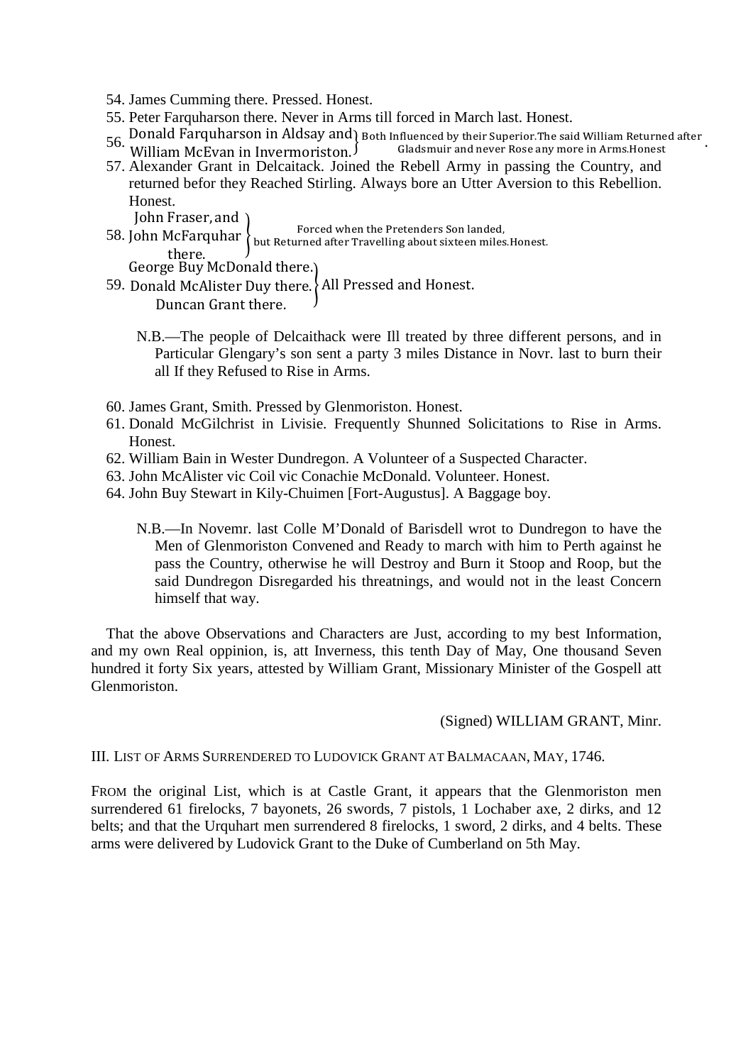54. James Cumming there. Pressed. Honest.
55. Peter Farquharson there. Never in Arms till forced in March last. Honest.
56. Donald Farquharson in Aldsay and William McEvan in Invermoriston. } Both Influenced by their Superior. The said William Returned after Gladsmuir and never Rose any more in Arms. Honest.
57. Alexander Grant in Delcaitack. Joined the Rebell Army in passing the Country, and returned befor they Reached Stirling. Always bore an Utter Aversion to this Rebellion. Honest.
58. John Fraser, and John McFarquhar there. } Forced when the Pretenders Son landed, but Returned after Travelling about sixteen miles. Honest.
59. George Buy McDonald there. Donald McAlister Duy there. Duncan Grant there. } All Pressed and Honest.

N.B.—The people of Delcaithack were Ill treated by three different persons, and in Particular Glengary's son sent a party 3 miles Distance in Novr. last to burn their all If they Refused to Rise in Arms.

60. James Grant, Smith. Pressed by Glenmoriston. Honest.
61. Donald McGilchrist in Livisie. Frequently Shunned Solicitations to Rise in Arms. Honest.
62. William Bain in Wester Dundregon. A Volunteer of a Suspected Character.
63. John McAlister vic Coil vic Conachie McDonald. Volunteer. Honest.
64. John Buy Stewart in Kily-Chuimen [Fort-Augustus]. A Baggage boy.

N.B.—In Novemr. last Colle M'Donald of Barisdell wrot to Dundregon to have the Men of Glenmoriston Convened and Ready to march with him to Perth against he pass the Country, otherwise he will Destroy and Burn it Stoop and Roop, but the said Dundregon Disregarded his threatnings, and would not in the least Concern himself that way.

That the above Observations and Characters are Just, according to my best Information, and my own Real oppinion, is, att Inverness, this tenth Day of May, One thousand Seven hundred it forty Six years, attested by William Grant, Missionary Minister of the Gospell att Glenmoriston.

(Signed) WILLIAM GRANT, Minr.

III. List of Arms Surrendered to Ludovick Grant at Balmacaan, May, 1746.

From the original List, which is at Castle Grant, it appears that the Glenmoriston men surrendered 61 firelocks, 7 bayonets, 26 swords, 7 pistols, 1 Lochaber axe, 2 dirks, and 12 belts; and that the Urquhart men surrendered 8 firelocks, 1 sword, 2 dirks, and 4 belts. These arms were delivered by Ludovick Grant to the Duke of Cumberland on 5th May.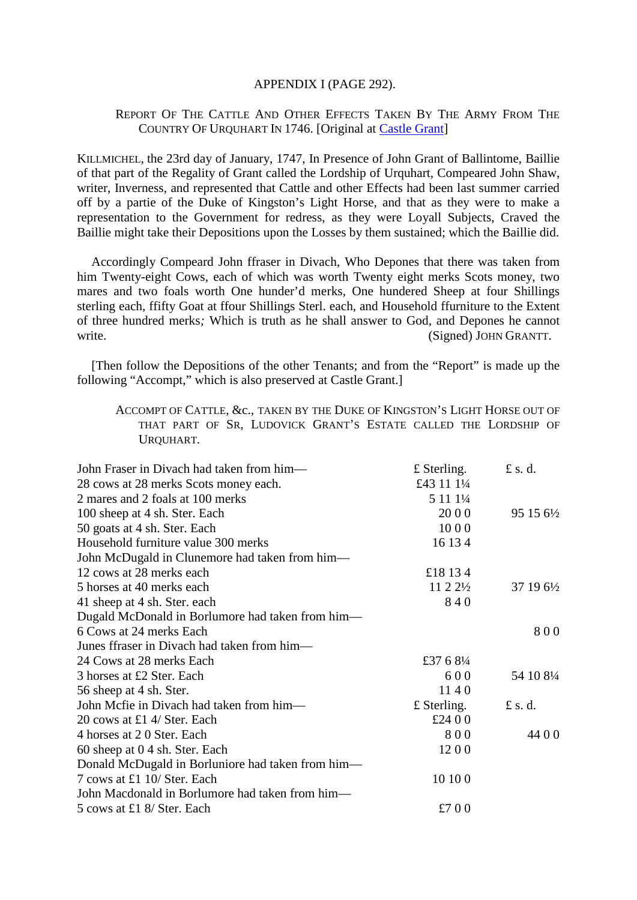## APPENDIX I (PAGE 292).

### Report Of The Cattle And Other Effects Taken By The Army From The Country Of Urquhart In 1746. [Original at Castle Grant]

Killmichel, the 23rd day of January, 1747, In Presence of John Grant of Ballintome, Baillie of that part of the Regality of Grant called the Lordship of Urquhart, Compeared John Shaw, writer, Inverness, and represented that Cattle and other Effects had been last summer carried off by a partie of the Duke of Kingston's Light Horse, and that as they were to make a representation to the Government for redress, as they were Loyall Subjects, Craved the Baillie might take their Depositions upon the Losses by them sustained; which the Baillie did.

Accordingly Compeard John ffraser in Divach, Who Depones that there was taken from him Twenty-eight Cows, each of which was worth Twenty eight merks Scots money, two mares and two foals worth One hunder'd merks, One hundered Sheep at four Shillings sterling each, ffifty Goat at ffour Shillings Sterl. each, and Household ffurniture to the Extent of three hundred merks*;* Which is truth as he shall answer to God, and Depones he cannot write. (Signed) John Grantt.

[Then follow the Depositions of the other Tenants; and from the "Report" is made up the following "Accompt," which is also preserved at Castle Grant.]

### Accompt of Cattle, &c., taken by the Duke of Kingston's Light Horse out of that part of Sr, Ludovick Grant's Estate called the Lordship of Urquhart.

| | £ Sterling. | £ s. d. |
|---|---|---|
| John Fraser in Divach had taken from him— | | |
| 28 cows at 28 merks Scots money each. | £43 11 1¼ | |
| 2 mares and 2 foals at 100 merks | 5 11 1¼ | |
| 100 sheep at 4 sh. Ster. Each | 20 0 0 | 95 15 6½ |
| 50 goats at 4 sh. Ster. Each | 10 0 0 | |
| Household furniture value 300 merks | 16 13 4 | |
| John McDugald in Clunemore had taken from him— | | |
| 12 cows at 28 merks each | £18 13 4 | |
| 5 horses at 40 merks each | 11 2 2½ | 37 19 6½ |
| 41 sheep at 4 sh. Ster. each | 8 4 0 | |
| Dugald McDonald in Borlumore had taken from him— | | |
| 6 Cows at 24 merks Each | | 8 0 0 |
| Junes ffraser in Divach had taken from him— | | |
| 24 Cows at 28 merks Each | £37 6 8¼ | |
| 3 horses at £2 Ster. Each | 6 0 0 | 54 10 8¼ |
| 56 sheep at 4 sh. Ster. | 11 4 0 | |
| John Mcfie in Divach had taken from him— | £ Sterling. | £ s. d. |
| 20 cows at £1 4/ Ster. Each | £24 0 0 | |
| 4 horses at 2 0 Ster. Each | 8 0 0 | 44 0 0 |
| 60 sheep at 0 4 sh. Ster. Each | 12 0 0 | |
| Donald McDugald in Borluniore had taken from him— | | |
| 7 cows at £1 10/ Ster. Each | 10 10 0 | |
| John Macdonald in Borlumore had taken from him— | | |
| 5 cows at £1 8/ Ster. Each | £7 0 0 | |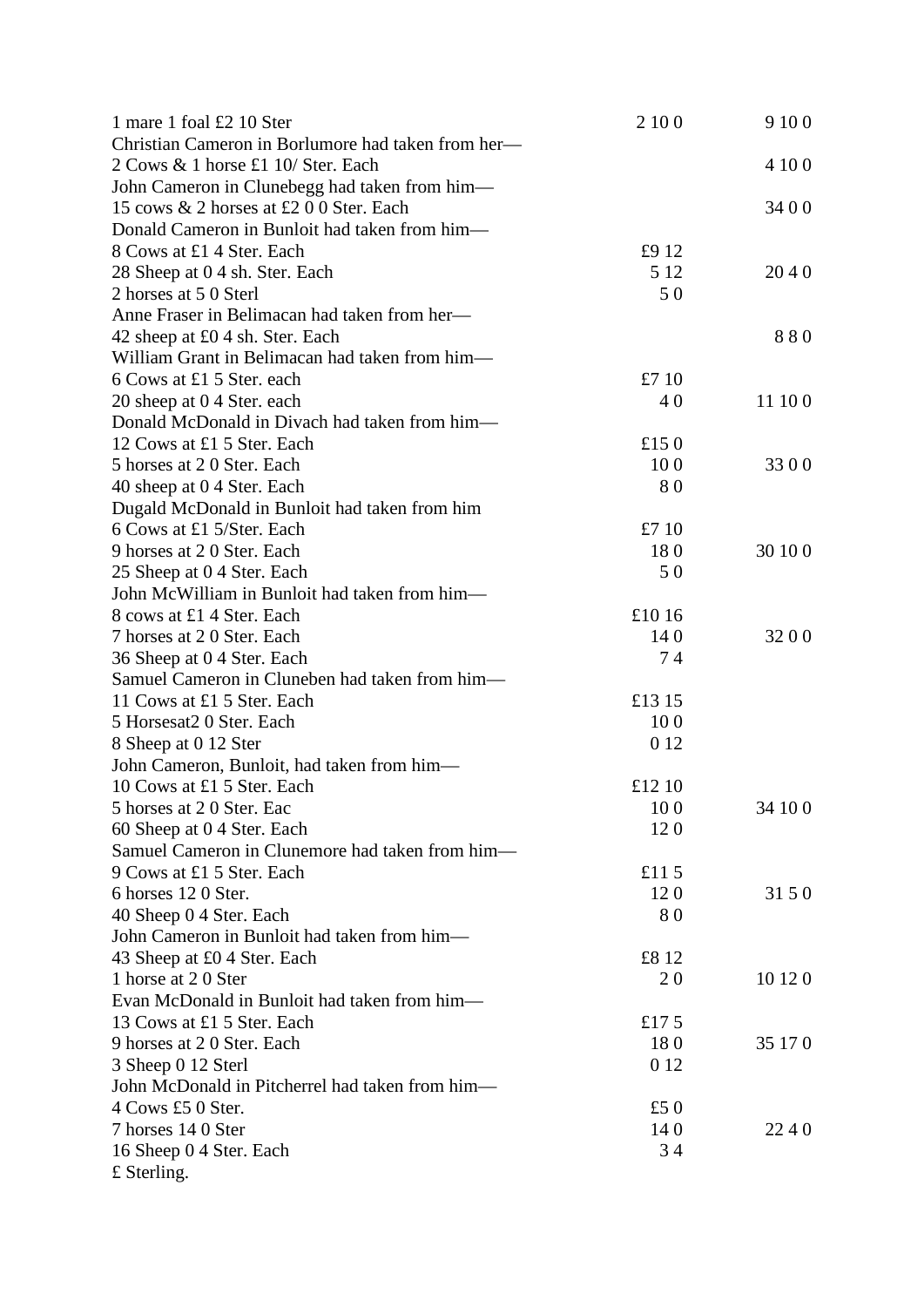| | | |
|---|---|---|
| 1 mare 1 foal £2 10 Ster | 2 10 0 | 9 10 0 |
| Christian Cameron in Borlumore had taken from her— | | |
| 2 Cows & 1 horse £1 10/ Ster. Each | | 4 10 0 |
| John Cameron in Clunebegg had taken from him— | | |
| 15 cows & 2 horses at £2 0 0 Ster. Each | | 34 0 0 |
| Donald Cameron in Bunloit had taken from him— | | |
| 8 Cows at £1 4 Ster. Each | £9 12 | |
| 28 Sheep at 0 4 sh. Ster. Each | 5 12 | 20 4 0 |
| 2 horses at 5 0 Sterl | 5 0 | |
| Anne Fraser in Belimacan had taken from her— | | |
| 42 sheep at £0 4 sh. Ster. Each | | 8 8 0 |
| William Grant in Belimacan had taken from him— | | |
| 6 Cows at £1 5 Ster. each | £7 10 | |
| 20 sheep at 0 4 Ster. each | 4 0 | 11 10 0 |
| Donald McDonald in Divach had taken from him— | | |
| 12 Cows at £1 5 Ster. Each | £15 0 | |
| 5 horses at 2 0 Ster. Each | 10 0 | 33 0 0 |
| 40 sheep at 0 4 Ster. Each | 8 0 | |
| Dugald McDonald in Bunloit had taken from him | | |
| 6 Cows at £1 5/Ster. Each | £7 10 | |
| 9 horses at 2 0 Ster. Each | 18 0 | 30 10 0 |
| 25 Sheep at 0 4 Ster. Each | 5 0 | |
| John McWilliam in Bunloit had taken from him— | | |
| 8 cows at £1 4 Ster. Each | £10 16 | |
| 7 horses at 2 0 Ster. Each | 14 0 | 32 0 0 |
| 36 Sheep at 0 4 Ster. Each | 7 4 | |
| Samuel Cameron in Cluneben had taken from him— | | |
| 11 Cows at £1 5 Ster. Each | £13 15 | |
| 5 Horsesat2 0 Ster. Each | 10 0 | |
| 8 Sheep at 0 12 Ster | 0 12 | |
| John Cameron, Bunloit, had taken from him— | | |
| 10 Cows at £1 5 Ster. Each | £12 10 | |
| 5 horses at 2 0 Ster. Eac | 10 0 | 34 10 0 |
| 60 Sheep at 0 4 Ster. Each | 12 0 | |
| Samuel Cameron in Clunemore had taken from him— | | |
| 9 Cows at £1 5 Ster. Each | £11 5 | |
| 6 horses 12 0 Ster. | 12 0 | 31 5 0 |
| 40 Sheep 0 4 Ster. Each | 8 0 | |
| John Cameron in Bunloit had taken from him— | | |
| 43 Sheep at £0 4 Ster. Each | £8 12 | |
| 1 horse at 2 0 Ster | 2 0 | 10 12 0 |
| Evan McDonald in Bunloit had taken from him— | | |
| 13 Cows at £1 5 Ster. Each | £17 5 | |
| 9 horses at 2 0 Ster. Each | 18 0 | 35 17 0 |
| 3 Sheep 0 12 Sterl | 0 12 | |
| John McDonald in Pitcherrel had taken from him— | | |
| 4 Cows £5 0 Ster. | £5 0 | |
| 7 horses 14 0 Ster | 14 0 | 22 4 0 |
| 16 Sheep 0 4 Ster. Each | 3 4 | |
| £ Sterling. | | |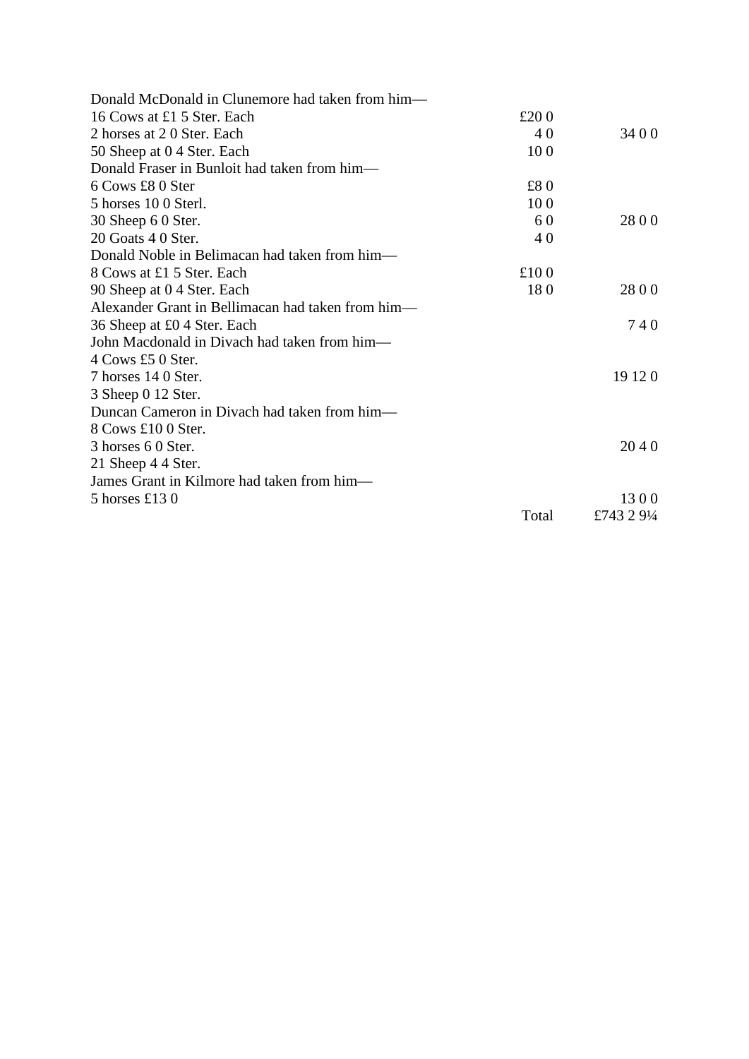| | | |
|---|---|---|
| Donald McDonald in Clunemore had taken from him— | | |
| 16 Cows at £1 5 Ster. Each | £20 0 | |
| 2 horses at 2 0 Ster. Each | 4 0 | 34 0 0 |
| 50 Sheep at 0 4 Ster. Each | 10 0 | |
| Donald Fraser in Bunloit had taken from him— | | |
| 6 Cows £8 0 Ster | £8 0 | |
| 5 horses 10 0 Sterl. | 10 0 | |
| 30 Sheep 6 0 Ster. | 6 0 | 28 0 0 |
| 20 Goats 4 0 Ster. | 4 0 | |
| Donald Noble in Belimacan had taken from him— | | |
| 8 Cows at £1 5 Ster. Each | £10 0 | |
| 90 Sheep at 0 4 Ster. Each | 18 0 | 28 0 0 |
| Alexander Grant in Bellimacan had taken from him— | | |
| 36 Sheep at £0 4 Ster. Each | | 7 4 0 |
| John Macdonald in Divach had taken from him— | | |
| 4 Cows £5 0 Ster. | | |
| 7 horses 14 0 Ster. | | 19 12 0 |
| 3 Sheep 0 12 Ster. | | |
| Duncan Cameron in Divach had taken from him— | | |
| 8 Cows £10 0 Ster. | | |
| 3 horses 6 0 Ster. | | 20 4 0 |
| 21 Sheep 4 4 Ster. | | |
| James Grant in Kilmore had taken from him— | | |
| 5 horses £13 0 | | 13 0 0 |
| | Total | £743 2 9¼ |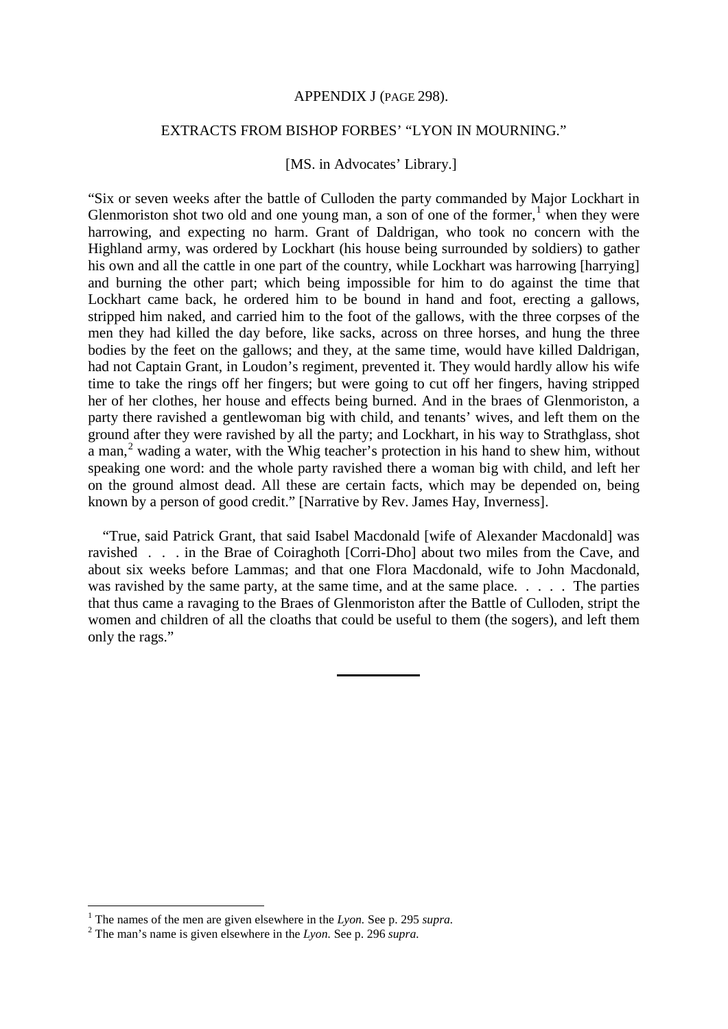## APPENDIX J (PAGE 298).

### EXTRACTS FROM BISHOP FORBES' "LYON IN MOURNING."

[MS. in Advocates' Library.]

"Six or seven weeks after the battle of Culloden the party commanded by Major Lockhart in Glenmoriston shot two old and one young man, a son of one of the former,[1] when they were harrowing, and expecting no harm. Grant of Daldrigan, who took no concern with the Highland army, was ordered by Lockhart (his house being surrounded by soldiers) to gather his own and all the cattle in one part of the country, while Lockhart was harrowing [harrying] and burning the other part; which being impossible for him to do against the time that Lockhart came back, he ordered him to be bound in hand and foot, erecting a gallows, stripped him naked, and carried him to the foot of the gallows, with the three corpses of the men they had killed the day before, like sacks, across on three horses, and hung the three bodies by the feet on the gallows; and they, at the same time, would have killed Daldrigan, had not Captain Grant, in Loudon's regiment, prevented it. They would hardly allow his wife time to take the rings off her fingers; but were going to cut off her fingers, having stripped her of her clothes, her house and effects being burned. And in the braes of Glenmoriston, a party there ravished a gentlewoman big with child, and tenants' wives, and left them on the ground after they were ravished by all the party; and Lockhart, in his way to Strathglass, shot a man,[2] wading a water, with the Whig teacher's protection in his hand to shew him, without speaking one word: and the whole party ravished there a woman big with child, and left her on the ground almost dead. All these are certain facts, which may be depended on, being known by a person of good credit." [Narrative by Rev. James Hay, Inverness].

"True, said Patrick Grant, that said Isabel Macdonald [wife of Alexander Macdonald] was ravished . . . in the Brae of Coiraghoth [Corri-Dho] about two miles from the Cave, and about six weeks before Lammas; and that one Flora Macdonald, wife to John Macdonald, was ravished by the same party, at the same time, and at the same place. . . . . The parties that thus came a ravaging to the Braes of Glenmoriston after the Battle of Culloden, stript the women and children of all the cloaths that could be useful to them (the sogers), and left them only the rags."

---

[1] The names of the men are given elsewhere in the *Lyon.* See p. 295 *supra.*

[2] The man's name is given elsewhere in the *Lyon.* See p. 296 *supra.*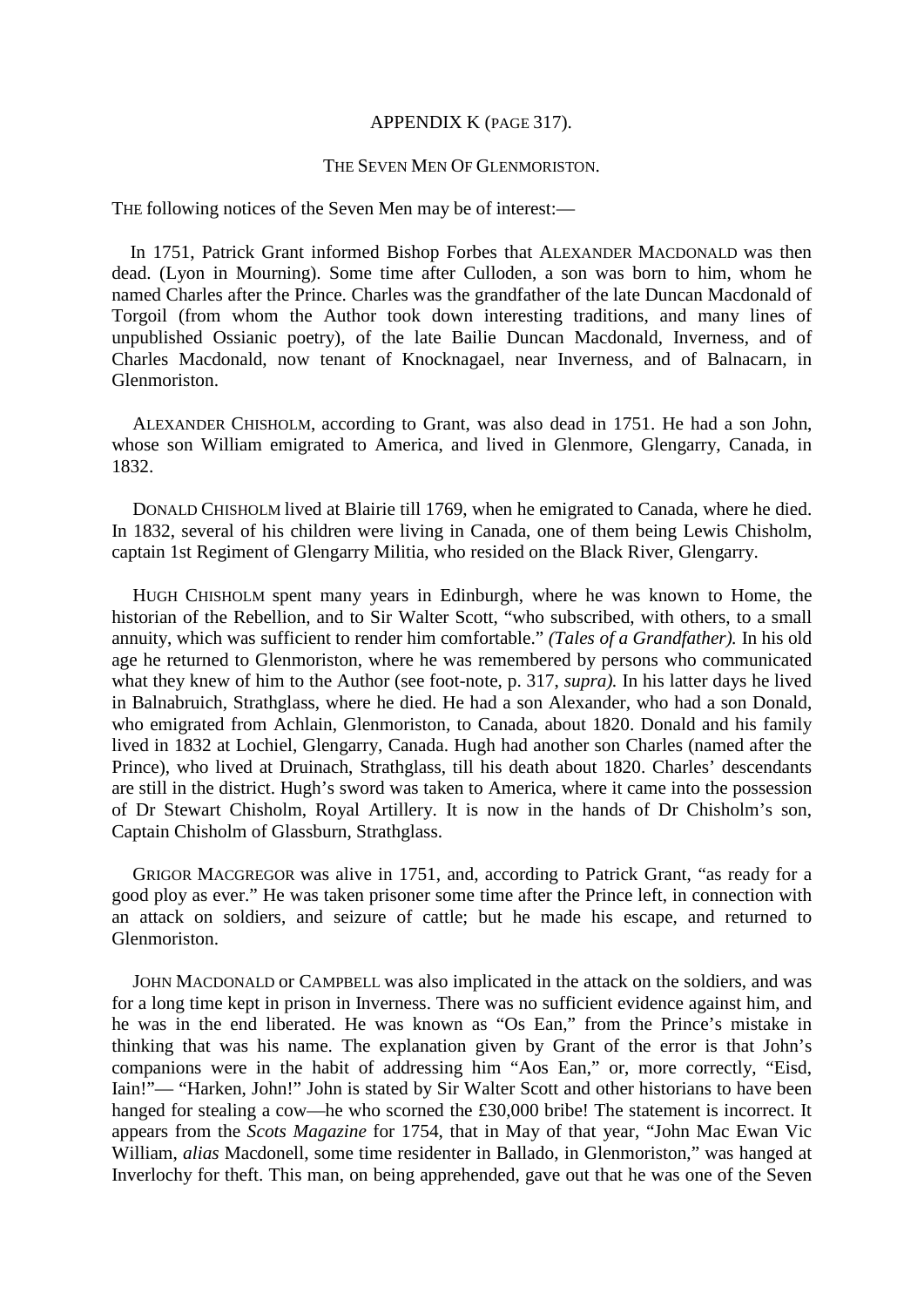## APPENDIX K (PAGE 317).

### THE SEVEN MEN OF GLENMORISTON.

THE following notices of the Seven Men may be of interest:—

In 1751, Patrick Grant informed Bishop Forbes that ALEXANDER MACDONALD was then dead. (Lyon in Mourning). Some time after Culloden, a son was born to him, whom he named Charles after the Prince. Charles was the grandfather of the late Duncan Macdonald of Torgoil (from whom the Author took down interesting traditions, and many lines of unpublished Ossianic poetry), of the late Bailie Duncan Macdonald, Inverness, and of Charles Macdonald, now tenant of Knocknagael, near Inverness, and of Balnacarn, in Glenmoriston.

ALEXANDER CHISHOLM, according to Grant, was also dead in 1751. He had a son John, whose son William emigrated to America, and lived in Glenmore, Glengarry, Canada, in 1832.

DONALD CHISHOLM lived at Blairie till 1769, when he emigrated to Canada, where he died. In 1832, several of his children were living in Canada, one of them being Lewis Chisholm, captain 1st Regiment of Glengarry Militia, who resided on the Black River, Glengarry.

HUGH CHISHOLM spent many years in Edinburgh, where he was known to Home, the historian of the Rebellion, and to Sir Walter Scott, "who subscribed, with others, to a small annuity, which was sufficient to render him comfortable." *(Tales of a Grandfather).* In his old age he returned to Glenmoriston, where he was remembered by persons who communicated what they knew of him to the Author (see foot-note, p. 317, *supra).* In his latter days he lived in Balnabruich, Strathglass, where he died. He had a son Alexander, who had a son Donald, who emigrated from Achlain, Glenmoriston, to Canada, about 1820. Donald and his family lived in 1832 at Lochiel, Glengarry, Canada. Hugh had another son Charles (named after the Prince), who lived at Druinach, Strathglass, till his death about 1820. Charles' descendants are still in the district. Hugh's sword was taken to America, where it came into the possession of Dr Stewart Chisholm, Royal Artillery. It is now in the hands of Dr Chisholm's son, Captain Chisholm of Glassburn, Strathglass.

GRIGOR MACGREGOR was alive in 1751, and, according to Patrick Grant, "as ready for a good ploy as ever." He was taken prisoner some time after the Prince left, in connection with an attack on soldiers, and seizure of cattle; but he made his escape, and returned to Glenmoriston.

JOHN MACDONALD or CAMPBELL was also implicated in the attack on the soldiers, and was for a long time kept in prison in Inverness. There was no sufficient evidence against him, and he was in the end liberated. He was known as "Os Ean," from the Prince's mistake in thinking that was his name. The explanation given by Grant of the error is that John's companions were in the habit of addressing him "Aos Ean," or, more correctly, "Eisd, Iain!"— "Harken, John!" John is stated by Sir Walter Scott and other historians to have been hanged for stealing a cow—he who scorned the £30,000 bribe! The statement is incorrect. It appears from the *Scots Magazine* for 1754, that in May of that year, "John Mac Ewan Vic William, *alias* Macdonell, some time residenter in Ballado, in Glenmoriston," was hanged at Inverlochy for theft. This man, on being apprehended, gave out that he was one of the Seven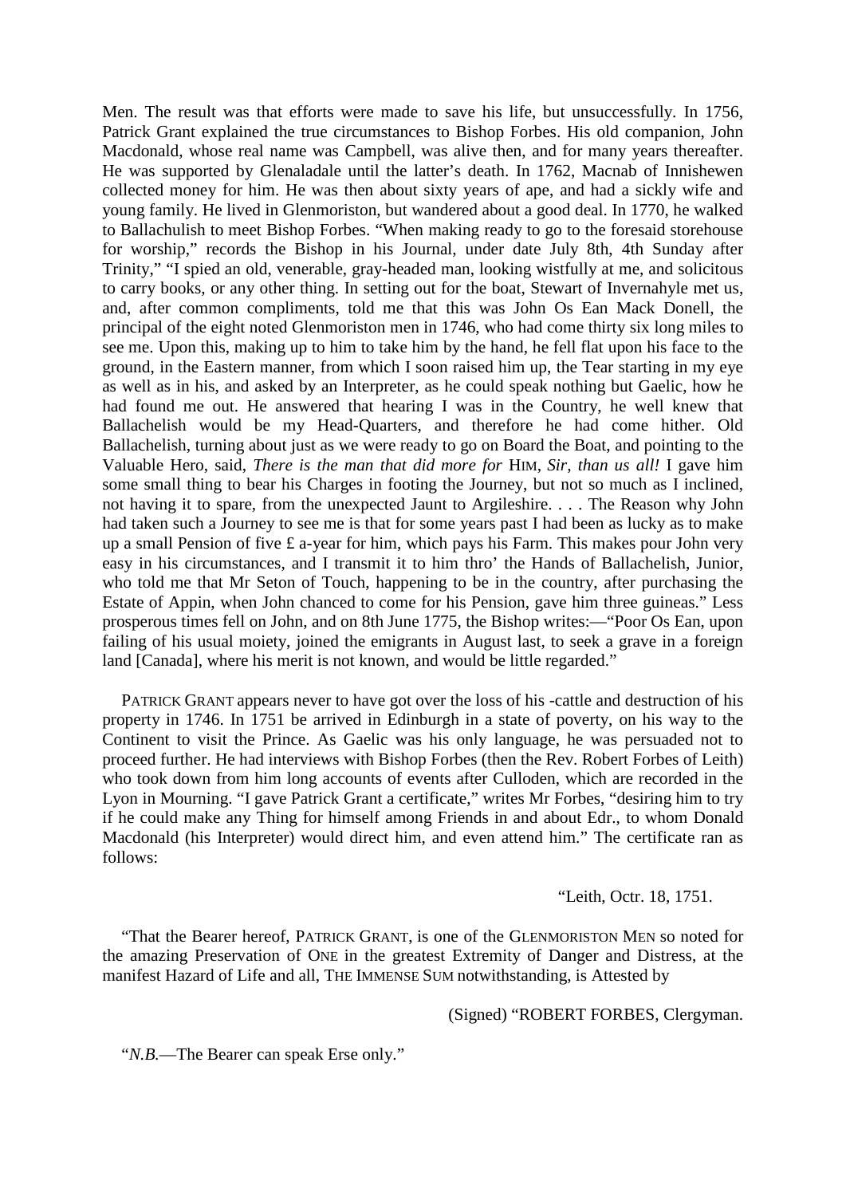Men. The result was that efforts were made to save his life, but unsuccessfully. In 1756, Patrick Grant explained the true circumstances to Bishop Forbes. His old companion, John Macdonald, whose real name was Campbell, was alive then, and for many years thereafter. He was supported by Glenaladale until the latter's death. In 1762, Macnab of Innishewen collected money for him. He was then about sixty years of ape, and had a sickly wife and young family. He lived in Glenmoriston, but wandered about a good deal. In 1770, he walked to Ballachulish to meet Bishop Forbes. "When making ready to go to the foresaid storehouse for worship," records the Bishop in his Journal, under date July 8th, 4th Sunday after Trinity," "I spied an old, venerable, gray-headed man, looking wistfully at me, and solicitous to carry books, or any other thing. In setting out for the boat, Stewart of Invernahyle met us, and, after common compliments, told me that this was John Os Ean Mack Donell, the principal of the eight noted Glenmoriston men in 1746, who had come thirty six long miles to see me. Upon this, making up to him to take him by the hand, he fell flat upon his face to the ground, in the Eastern manner, from which I soon raised him up, the Tear starting in my eye as well as in his, and asked by an Interpreter, as he could speak nothing but Gaelic, how he had found me out. He answered that hearing I was in the Country, he well knew that Ballachelish would be my Head-Quarters, and therefore he had come hither. Old Ballachelish, turning about just as we were ready to go on Board the Boat, and pointing to the Valuable Hero, said, *There is the man that did more for* HIM, *Sir, than us all!* I gave him some small thing to bear his Charges in footing the Journey, but not so much as I inclined, not having it to spare, from the unexpected Jaunt to Argileshire. . . . The Reason why John had taken such a Journey to see me is that for some years past I had been as lucky as to make up a small Pension of five £ a-year for him, which pays his Farm. This makes pour John very easy in his circumstances, and I transmit it to him thro' the Hands of Ballachelish, Junior, who told me that Mr Seton of Touch, happening to be in the country, after purchasing the Estate of Appin, when John chanced to come for his Pension, gave him three guineas." Less prosperous times fell on John, and on 8th June 1775, the Bishop writes:—"Poor Os Ean, upon failing of his usual moiety, joined the emigrants in August last, to seek a grave in a foreign land [Canada], where his merit is not known, and would be little regarded."

PATRICK GRANT appears never to have got over the loss of his -cattle and destruction of his property in 1746. In 1751 be arrived in Edinburgh in a state of poverty, on his way to the Continent to visit the Prince. As Gaelic was his only language, he was persuaded not to proceed further. He had interviews with Bishop Forbes (then the Rev. Robert Forbes of Leith) who took down from him long accounts of events after Culloden, which are recorded in the Lyon in Mourning. "I gave Patrick Grant a certificate," writes Mr Forbes, "desiring him to try if he could make any Thing for himself among Friends in and about Edr., to whom Donald Macdonald (his Interpreter) would direct him, and even attend him." The certificate ran as follows:

"Leith, Octr. 18, 1751.

"That the Bearer hereof, PATRICK GRANT, is one of the GLENMORISTON MEN so noted for the amazing Preservation of ONE in the greatest Extremity of Danger and Distress, at the manifest Hazard of Life and all, THE IMMENSE SUM notwithstanding, is Attested by

(Signed) "ROBERT FORBES, Clergyman.

"*N.B.*—The Bearer can speak Erse only."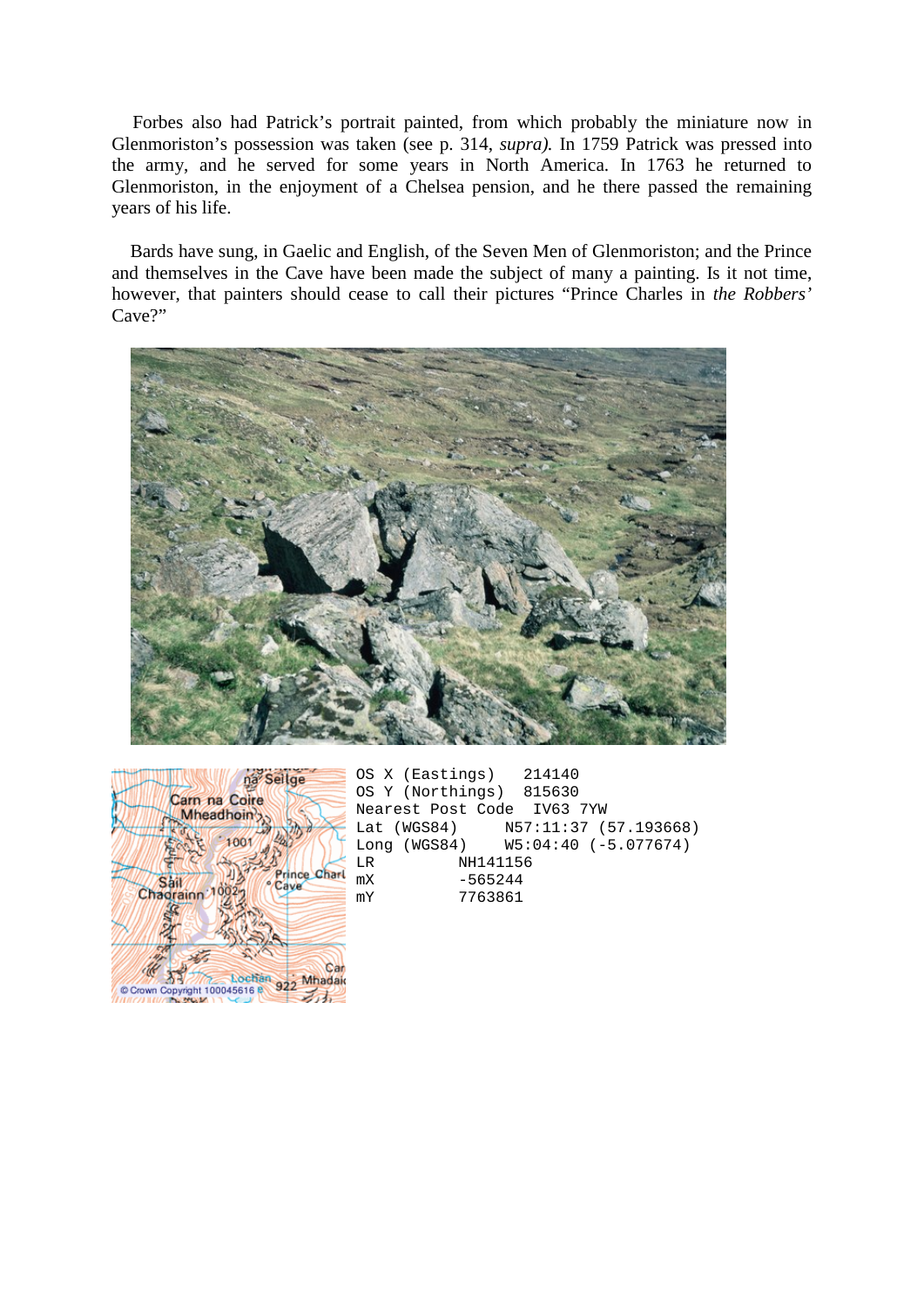Forbes also had Patrick's portrait painted, from which probably the miniature now in Glenmoriston's possession was taken (see p. 314, *supra).* In 1759 Patrick was pressed into the army, and he served for some years in North America. In 1763 he returned to Glenmoriston, in the enjoyment of a Chelsea pension, and he there passed the remaining years of his life.

Bards have sung, in Gaelic and English, of the Seven Men of Glenmoriston; and the Prince and themselves in the Cave have been made the subject of many a painting. Is it not time, however, that painters should cease to call their pictures "Prince Charles in *the Robbers'* Cave?"

```
OS X (Eastings)    214140
OS Y (Northings)   815630
Nearest Post Code  IV63 7YW
Lat (WGS84)       N57:11:37 (57.193668)
Long (WGS84)      W5:04:40 (-5.077674)
LR              NH141156
mX              -565244
mY              7763861
```